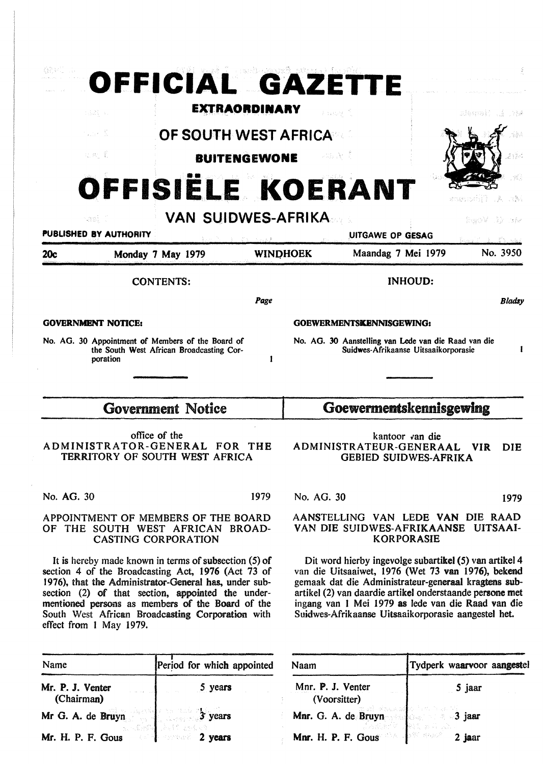# OFFICIAL GAZETTE

**EXTRAORDINARY**

## OF SOUTH WEST AFRICA

**BUITENGEWONE**

# OFFISIËLE KOERANT

## VAN SUIDWES-AFRIKA

**PUBLISHED BY AUTHORITY** — **UITGAWE OP GESAG**

**20c** — Monday 7 May 1979 — **WINDHOEK** — Maandag 7 Mei 1979 — No. 3950

**CONTENTS:**

*Page*

**GOVERNMENT NOTICE:**

No. AG. 30 Appointment of Members of the Board of the South West African Broadcasting Corporation — 1

**INHOUD:**

*Bladsy*

**GOEWERMENTSKENNISGEWING:**

No. AG. 30 Aanstelling van Lede van die Raad van die Suidwes-Afrikaanse Uitsaaikorporasie — 1

## Government Notice

office of the
ADMINISTRATOR-GENERAL FOR THE TERRITORY OF SOUTH WEST AFRICA

No. AG. 30 — 1979

APPOINTMENT OF MEMBERS OF THE BOARD OF THE SOUTH WEST AFRICAN BROADCASTING CORPORATION

It is hereby made known in terms of subsection (5) of section 4 of the Broadcasting Act, 1976 (Act 73 of 1976), that the Administrator-General has, under subsection (2) of that section, appointed the undermentioned persons as members of the Board of the South West African Broadcasting Corporation with effect from 1 May 1979.

| Name | Period for which appointed |
|---|---|
| Mr. P. J. Venter (Chairman) | 5 years |
| Mr G. A. de Bruyn | 3 years |
| Mr. H. P. F. Gous | 2 years |

## Goewermentskennisgewing

kantoor van die
ADMINISTRATEUR-GENERAAL VIR DIE GEBIED SUIDWES-AFRIKA

No. AG. 30 — 1979

AANSTELLING VAN LEDE VAN DIE RAAD VAN DIE SUIDWES-AFRIKAANSE UITSAAIKORPORASIE

Dit word hierby ingevolge subartikel (5) van artikel 4 van die Uitsaaiwet, 1976 (Wet 73 van 1976), bekend gemaak dat die Administrateur-generaal kragtens subartikel (2) van daardie artikel onderstaande persone met ingang van 1 Mei 1979 as lede van die Raad van die Suidwes-Afrikaanse Uitsaaikorporasie aangestel het.

| Naam | Tydperk waarvoor aangestel |
|---|---|
| Mnr. P. J. Venter (Voorsitter) | 5 jaar |
| Mnr. G. A. de Bruyn | 3 jaar |
| Mnr. H. P. F. Gous | 2 jaar |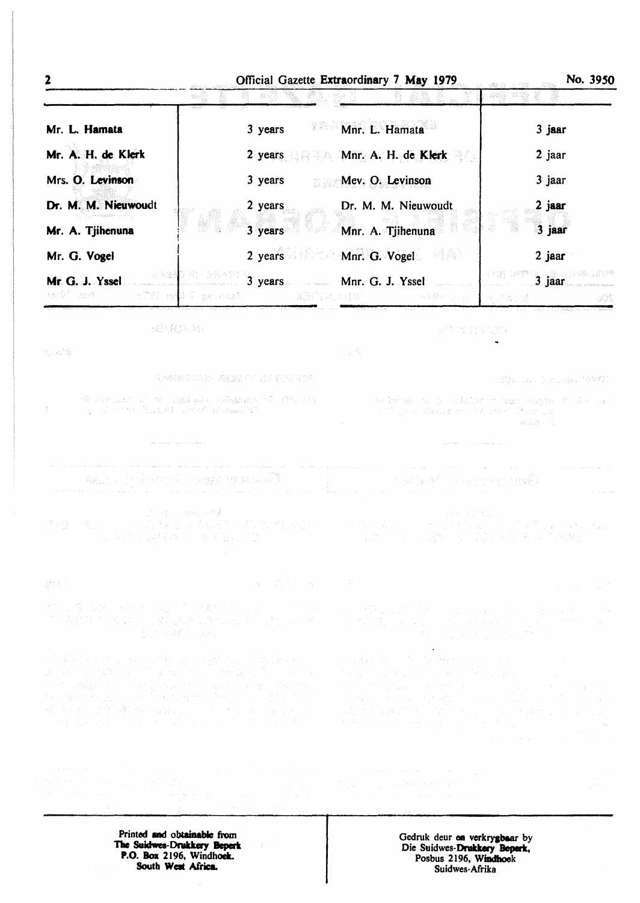| | | | |
|---|---|---|---|
| Mr. L. Hamata | 3 years | Mnr. L. Hamata | 3 jaar |
| Mr. A. H. de Klerk | 2 years | Mnr. A. H. de Klerk | 2 jaar |
| Mrs. O. Levinson | 3 years | Mev. O. Levinson | 3 jaar |
| Dr. M. M. Nieuwoudt | 2 years | Dr. M. M. Nieuwoudt | 2 jaar |
| Mr. A. Tjihenuna | 3 years | Mnr. A. Tjihenuna | 3 jaar |
| Mr. G. Vogel | 2 years | Mnr. G. Vogel | 2 jaar |
| Mr G. J. Yssel | 3 years | Mnr. G. J. Yssel | 3 jaar |

Printed and obtainable from
The Suidwes-Drukkery Beperk
P.O. Box 2196, Windhoek.
South West Africa.

Gedruk deur en verkrygbaar by
Die Suidwes-Drukkery Beperk,
Posbus 2196, Windhoek
Suidwes-Afrika